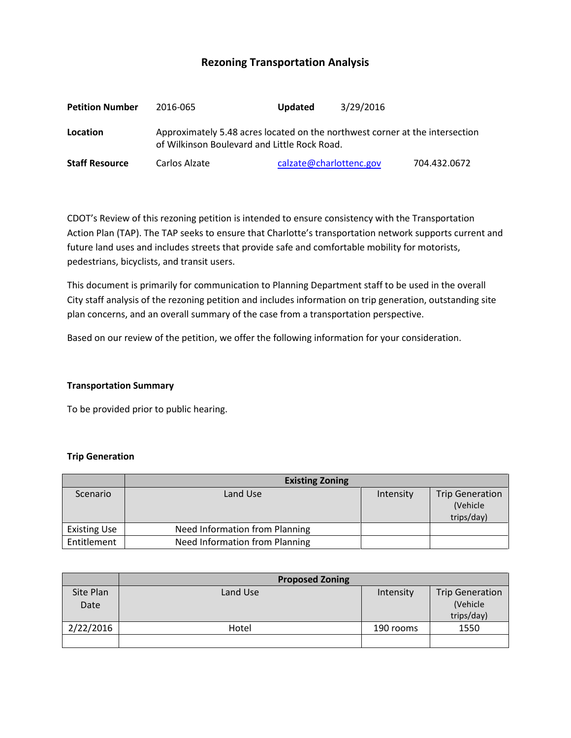# Rezoning Transportation Analysis

| | | | |
|---|---|---|---|
| **Petition Number** | 2016-065 | **Updated** | 3/29/2016 |
| **Location** | Approximately 5.48 acres located on the northwest corner at the intersection of Wilkinson Boulevard and Little Rock Road. | | |
| **Staff Resource** | Carlos Alzate | calzate@charlottenc.gov | 704.432.0672 |

CDOT's Review of this rezoning petition is intended to ensure consistency with the Transportation Action Plan (TAP). The TAP seeks to ensure that Charlotte's transportation network supports current and future land uses and includes streets that provide safe and comfortable mobility for motorists, pedestrians, bicyclists, and transit users.

This document is primarily for communication to Planning Department staff to be used in the overall City staff analysis of the rezoning petition and includes information on trip generation, outstanding site plan concerns, and an overall summary of the case from a transportation perspective.

Based on our review of the petition, we offer the following information for your consideration.

### Transportation Summary

To be provided prior to public hearing.

### Trip Generation

| | Existing Zoning | | |
|---|---|---|---|
| Scenario | Land Use | Intensity | Trip Generation (Vehicle trips/day) |
| Existing Use | Need Information from Planning | | |
| Entitlement | Need Information from Planning | | |

| | Proposed Zoning | | |
|---|---|---|---|
| Site Plan Date | Land Use | Intensity | Trip Generation (Vehicle trips/day) |
| 2/22/2016 | Hotel | 190 rooms | 1550 |
| | | | |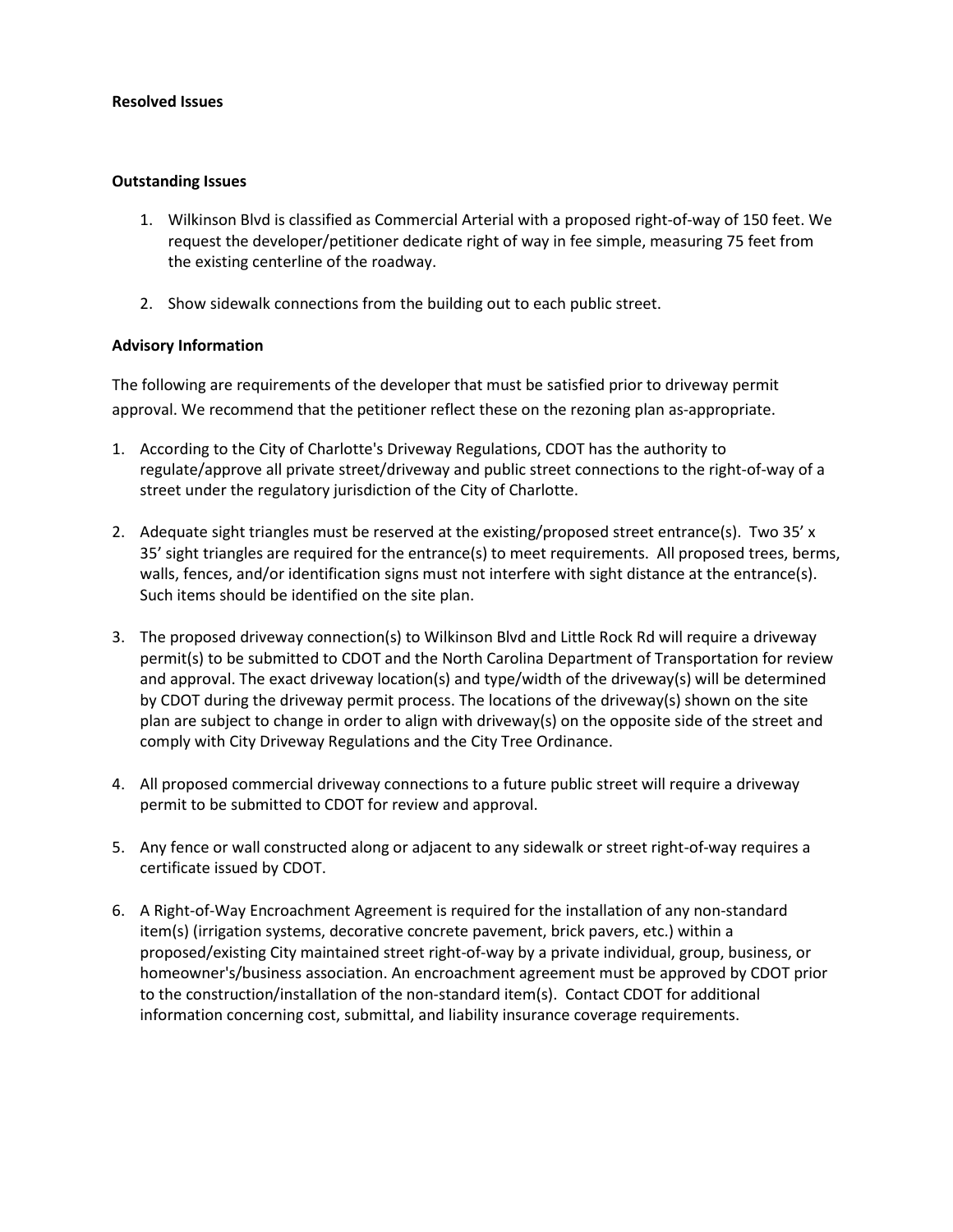**Resolved Issues**

**Outstanding Issues**

1. Wilkinson Blvd is classified as Commercial Arterial with a proposed right-of-way of 150 feet. We request the developer/petitioner dedicate right of way in fee simple, measuring 75 feet from the existing centerline of the roadway.

2. Show sidewalk connections from the building out to each public street.

**Advisory Information**

The following are requirements of the developer that must be satisfied prior to driveway permit approval. We recommend that the petitioner reflect these on the rezoning plan as-appropriate.

1. According to the City of Charlotte's Driveway Regulations, CDOT has the authority to regulate/approve all private street/driveway and public street connections to the right-of-way of a street under the regulatory jurisdiction of the City of Charlotte.

2. Adequate sight triangles must be reserved at the existing/proposed street entrance(s). Two 35' x 35' sight triangles are required for the entrance(s) to meet requirements. All proposed trees, berms, walls, fences, and/or identification signs must not interfere with sight distance at the entrance(s). Such items should be identified on the site plan.

3. The proposed driveway connection(s) to Wilkinson Blvd and Little Rock Rd will require a driveway permit(s) to be submitted to CDOT and the North Carolina Department of Transportation for review and approval. The exact driveway location(s) and type/width of the driveway(s) will be determined by CDOT during the driveway permit process. The locations of the driveway(s) shown on the site plan are subject to change in order to align with driveway(s) on the opposite side of the street and comply with City Driveway Regulations and the City Tree Ordinance.

4. All proposed commercial driveway connections to a future public street will require a driveway permit to be submitted to CDOT for review and approval.

5. Any fence or wall constructed along or adjacent to any sidewalk or street right-of-way requires a certificate issued by CDOT.

6. A Right-of-Way Encroachment Agreement is required for the installation of any non-standard item(s) (irrigation systems, decorative concrete pavement, brick pavers, etc.) within a proposed/existing City maintained street right-of-way by a private individual, group, business, or homeowner's/business association. An encroachment agreement must be approved by CDOT prior to the construction/installation of the non-standard item(s). Contact CDOT for additional information concerning cost, submittal, and liability insurance coverage requirements.